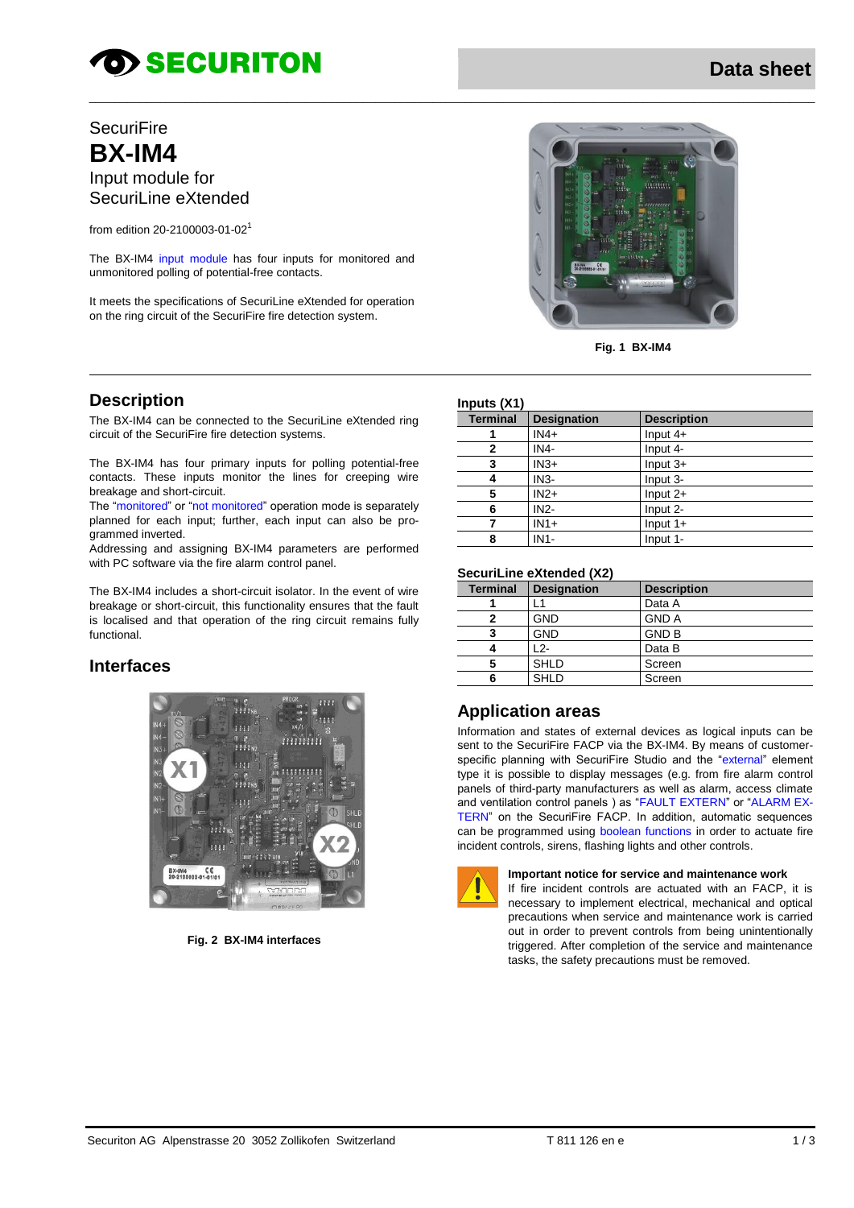SECURITON

Data sheet

SecuriFire

# BX-IM4

Input module for SecuriLine eXtended

from edition 20-2100003-01-02[1]

The BX-IM4 input module has four inputs for monitored and unmonitored polling of potential-free contacts.

It meets the specifications of SecuriLine eXtended for operation on the ring circuit of the SecuriFire fire detection system.

**Fig. 1 BX-IM4**

## Description

The BX-IM4 can be connected to the SecuriLine eXtended ring circuit of the SecuriFire fire detection systems.

The BX-IM4 has four primary inputs for polling potential-free contacts. These inputs monitor the lines for creeping wire breakage and short-circuit.
The "monitored" or "not monitored" operation mode is separately planned for each input; further, each input can also be programmed inverted.
Addressing and assigning BX-IM4 parameters are performed with PC software via the fire alarm control panel.

The BX-IM4 includes a short-circuit isolator. In the event of wire breakage or short-circuit, this functionality ensures that the fault is localised and that operation of the ring circuit remains fully functional.

## Interfaces

**Fig. 2 BX-IM4 interfaces**

**Inputs (X1)**

| Terminal | Designation | Description |
|---|---|---|
| 1 | IN4+ | Input 4+ |
| 2 | IN4- | Input 4- |
| 3 | IN3+ | Input 3+ |
| 4 | IN3- | Input 3- |
| 5 | IN2+ | Input 2+ |
| 6 | IN2- | Input 2- |
| 7 | IN1+ | Input 1+ |
| 8 | IN1- | Input 1- |

**SecuriLine eXtended (X2)**

| Terminal | Designation | Description |
|---|---|---|
| 1 | L1 | Data A |
| 2 | GND | GND A |
| 3 | GND | GND B |
| 4 | L2- | Data B |
| 5 | SHLD | Screen |
| 6 | SHLD | Screen |

## Application areas

Information and states of external devices as logical inputs can be sent to the SecuriFire FACP via the BX-IM4. By means of customer-specific planning with SecuriFire Studio and the "external" element type it is possible to display messages (e.g. from fire alarm control panels of third-party manufacturers as well as alarm, access climate and ventilation control panels ) as "FAULT EXTERN" or "ALARM EXTERN" on the SecuriFire FACP. In addition, automatic sequences can be programmed using boolean functions in order to actuate fire incident controls, sirens, flashing lights and other controls.

**Important notice for service and maintenance work**
If fire incident controls are actuated with an FACP, it is necessary to implement electrical, mechanical and optical precautions when service and maintenance work is carried out in order to prevent controls from being unintentionally triggered. After completion of the service and maintenance tasks, the safety precautions must be removed.

Securiton AG Alpenstrasse 20 3052 Zollikofen Switzerland T 811 126 en e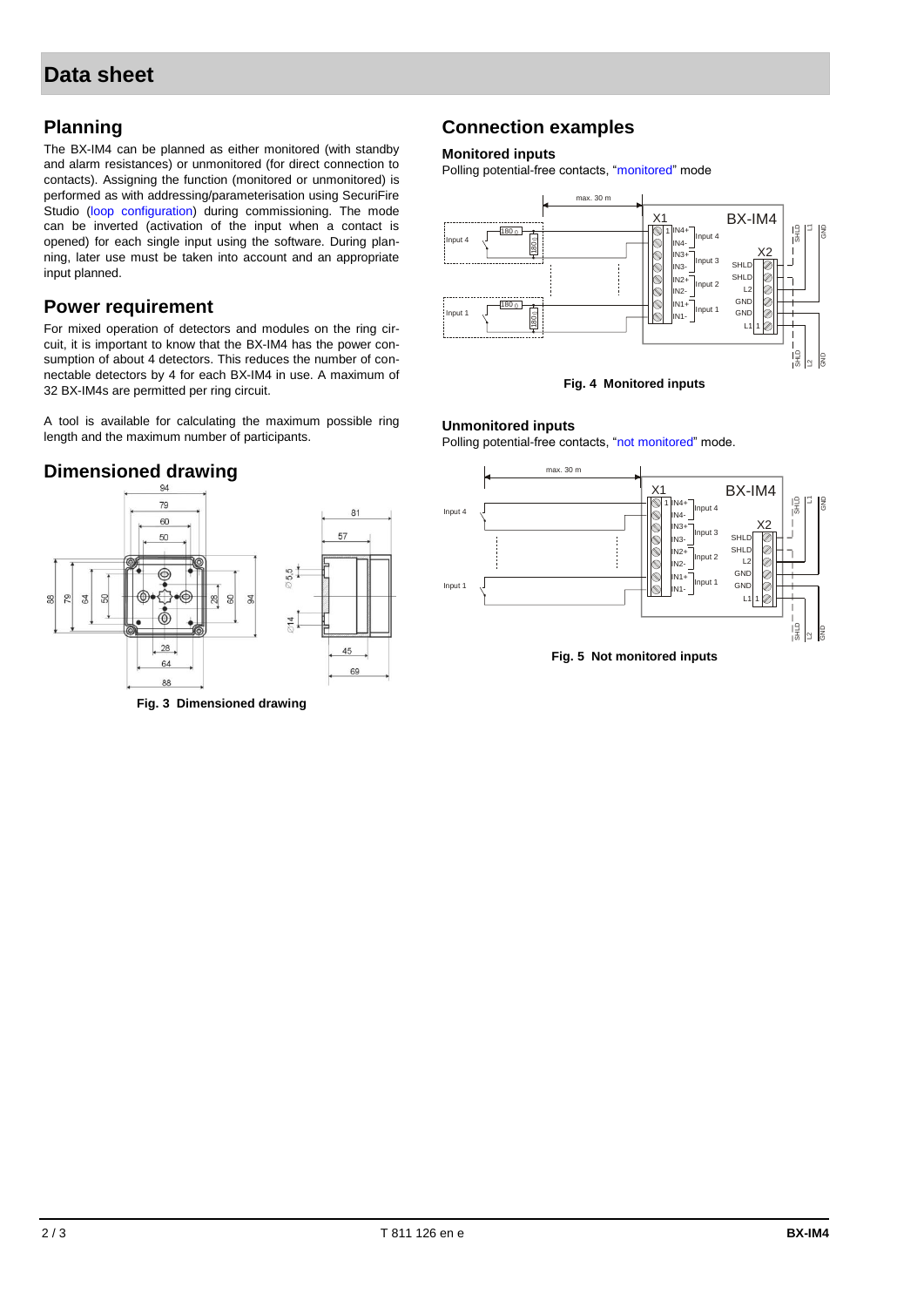# Data sheet

## Planning

The BX-IM4 can be planned as either monitored (with standby and alarm resistances) or unmonitored (for direct connection to contacts). Assigning the function (monitored or unmonitored) is performed as with addressing/parameterisation using SecuriFire Studio (loop configuration) during commissioning. The mode can be inverted (activation of the input when a contact is opened) for each single input using the software. During planning, later use must be taken into account and an appropriate input planned.

## Power requirement

For mixed operation of detectors and modules on the ring circuit, it is important to know that the BX-IM4 has the power consumption of about 4 detectors. This reduces the number of connectable detectors by 4 for each BX-IM4 in use. A maximum of 32 BX-IM4s are permitted per ring circuit.

A tool is available for calculating the maximum possible ring length and the maximum number of participants.

## Dimensioned drawing

**Fig. 3 Dimensioned drawing**

## Connection examples

### Monitored inputs

Polling potential-free contacts, "monitored" mode

**Fig. 4 Monitored inputs**

### Unmonitored inputs

Polling potential-free contacts, "not monitored" mode.

**Fig. 5 Not monitored inputs**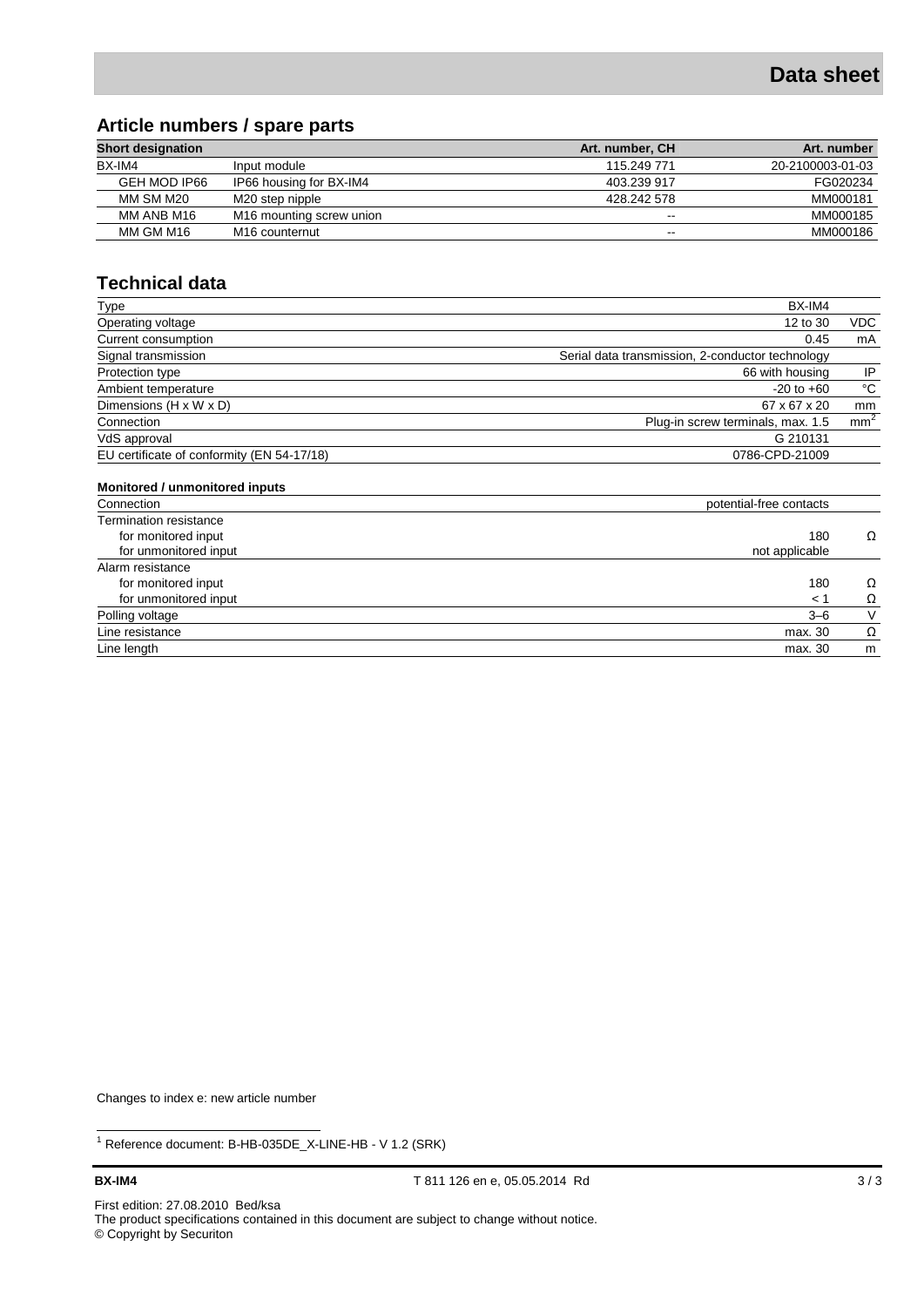# Data sheet

## Article numbers / spare parts

| Short designation | | Art. number, CH | Art. number |
|---|---|---|---|
| BX-IM4 | Input module | 115.249 771 | 20-2100003-01-03 |
| GEH MOD IP66 | IP66 housing for BX-IM4 | 403.239 917 | FG020234 |
| MM SM M20 | M20 step nipple | 428.242 578 | MM000181 |
| MM ANB M16 | M16 mounting screw union | -- | MM000185 |
| MM GM M16 | M16 counternut | -- | MM000186 |

## Technical data

| | | |
|---|---|---|
| Type | BX-IM4 | |
| Operating voltage | 12 to 30 | VDC |
| Current consumption | 0.45 | mA |
| Signal transmission | Serial data transmission, 2-conductor technology | |
| Protection type | 66 with housing | IP |
| Ambient temperature | -20 to +60 | °C |
| Dimensions (H x W x D) | 67 x 67 x 20 | mm |
| Connection | Plug-in screw terminals, max. 1.5 | $mm^2$ |
| VdS approval | G 210131 | |
| EU certificate of conformity (EN 54-17/18) | 0786-CPD-21009 | |

### Monitored / unmonitored inputs

| | | |
|---|---|---|
| Connection | potential-free contacts | |
| Termination resistance | | |
| for monitored input | 180 | Ω |
| for unmonitored input | not applicable | |
| Alarm resistance | | |
| for monitored input | 180 | Ω |
| for unmonitored input | < 1 | Ω |
| Polling voltage | 3–6 | V |
| Line resistance | max. 30 | Ω |
| Line length | max. 30 | m |

Changes to index e: new article number

[1] Reference document: B-HB-035DE_X-LINE-HB - V 1.2 (SRK)

BX-IM4 T 811 126 en e, 05.05.2014 Rd

First edition: 27.08.2010 Bed/ksa
The product specifications contained in this document are subject to change without notice.
© Copyright by Securiton